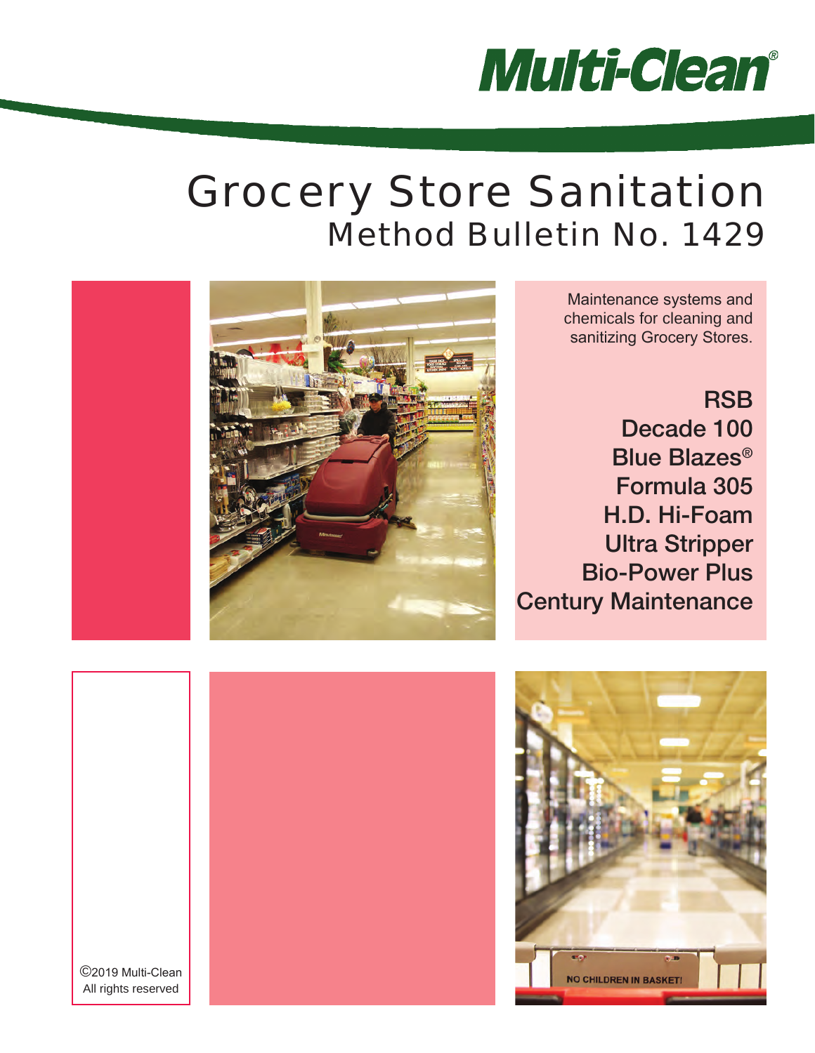# Grocery Store Sanitation

## Method Bulletin No. 1429

Maintenance systems and chemicals for cleaning and sanitizing Grocery Stores.

**RSB**
**Decade 100**
**Blue Blazes®**
**Formula 305**
**H.D. Hi-Foam**
**Ultra Stripper**
**Bio-Power Plus**
**Century Maintenance**

©2019 Multi-Clean
All rights reserved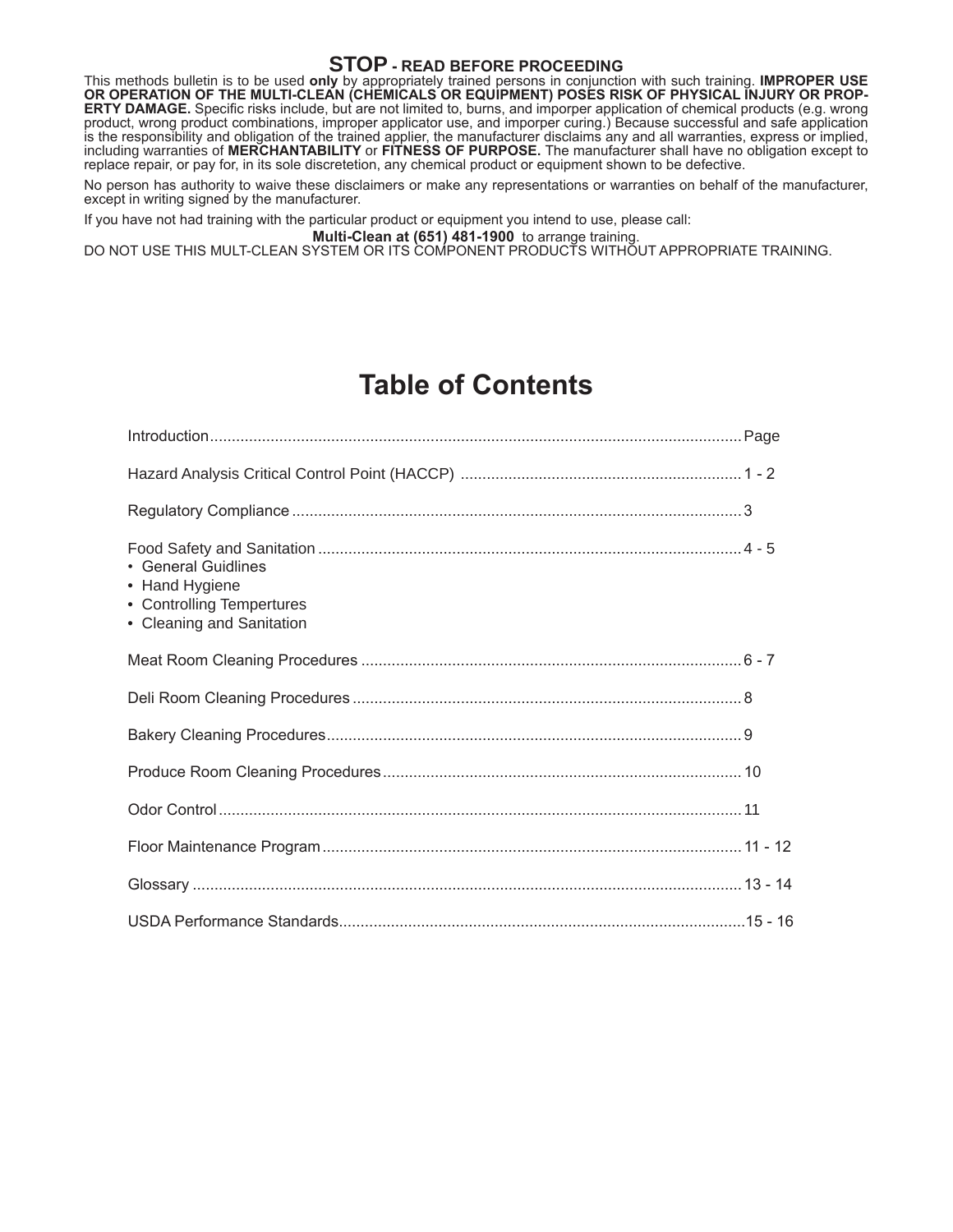## STOP - READ BEFORE PROCEEDING

This methods bulletin is to be used **only** by appropriately trained persons in conjunction with such training. **IMPROPER USE OR OPERATION OF THE MULTI-CLEAN (CHEMICALS OR EQUIPMENT) POSES RISK OF PHYSICAL INJURY OR PROPERTY DAMAGE.** Specific risks include, but are not limited to, burns, and imporper application of chemical products (e.g. wrong product, wrong product combinations, improper applicator use, and imporper curing.) Because successful and safe application is the responsibility and obligation of the trained applier, the manufacturer disclaims any and all warranties, express or implied, including warranties of **MERCHANTABILITY** or **FITNESS OF PURPOSE.** The manufacturer shall have no obligation except to replace repair, or pay for, in its sole discretetion, any chemical product or equipment shown to be defective.

No person has authority to waive these disclaimers or make any representations or warranties on behalf of the manufacturer, except in writing signed by the manufacturer.

If you have not had training with the particular product or equipment you intend to use, please call:

**Multi-Clean at (651) 481-1900** to arrange training.

DO NOT USE THIS MULT-CLEAN SYSTEM OR ITS COMPONENT PRODUCTS WITHOUT APPROPRIATE TRAINING.

# Table of Contents

| | |
|---|---|
| Introduction | Page |
| Hazard Analysis Critical Control Point (HACCP) | 1 - 2 |
| Regulatory Compliance | 3 |
| Food Safety and Sanitation<br>• General Guidlines<br>• Hand Hygiene<br>• Controlling Tempertures<br>• Cleaning and Sanitation | 4 - 5 |
| Meat Room Cleaning Procedures | 6 - 7 |
| Deli Room Cleaning Procedures | 8 |
| Bakery Cleaning Procedures | 9 |
| Produce Room Cleaning Procedures | 10 |
| Odor Control | 11 |
| Floor Maintenance Program | 11 - 12 |
| Glossary | 13 - 14 |
| USDA Performance Standards | 15 - 16 |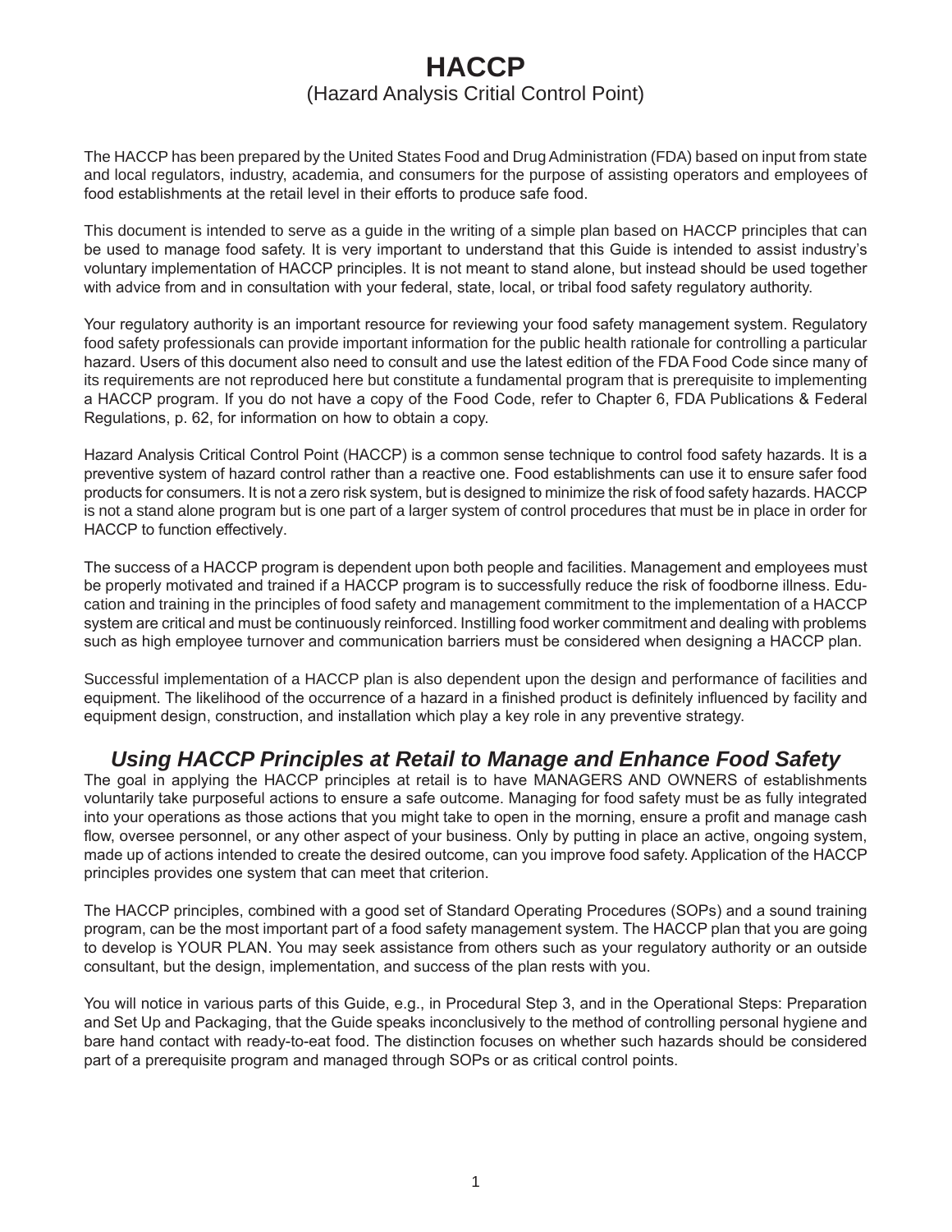# HACCP

(Hazard Analysis Critial Control Point)

The HACCP has been prepared by the United States Food and Drug Administration (FDA) based on input from state and local regulators, industry, academia, and consumers for the purpose of assisting operators and employees of food establishments at the retail level in their efforts to produce safe food.

This document is intended to serve as a guide in the writing of a simple plan based on HACCP principles that can be used to manage food safety. It is very important to understand that this Guide is intended to assist industry's voluntary implementation of HACCP principles. It is not meant to stand alone, but instead should be used together with advice from and in consultation with your federal, state, local, or tribal food safety regulatory authority.

Your regulatory authority is an important resource for reviewing your food safety management system. Regulatory food safety professionals can provide important information for the public health rationale for controlling a particular hazard. Users of this document also need to consult and use the latest edition of the FDA Food Code since many of its requirements are not reproduced here but constitute a fundamental program that is prerequisite to implementing a HACCP program. If you do not have a copy of the Food Code, refer to Chapter 6, FDA Publications & Federal Regulations, p. 62, for information on how to obtain a copy.

Hazard Analysis Critical Control Point (HACCP) is a common sense technique to control food safety hazards. It is a preventive system of hazard control rather than a reactive one. Food establishments can use it to ensure safer food products for consumers. It is not a zero risk system, but is designed to minimize the risk of food safety hazards. HACCP is not a stand alone program but is one part of a larger system of control procedures that must be in place in order for HACCP to function effectively.

The success of a HACCP program is dependent upon both people and facilities. Management and employees must be properly motivated and trained if a HACCP program is to successfully reduce the risk of foodborne illness. Education and training in the principles of food safety and management commitment to the implementation of a HACCP system are critical and must be continuously reinforced. Instilling food worker commitment and dealing with problems such as high employee turnover and communication barriers must be considered when designing a HACCP plan.

Successful implementation of a HACCP plan is also dependent upon the design and performance of facilities and equipment. The likelihood of the occurrence of a hazard in a finished product is definitely influenced by facility and equipment design, construction, and installation which play a key role in any preventive strategy.

## *Using HACCP Principles at Retail to Manage and Enhance Food Safety*

The goal in applying the HACCP principles at retail is to have MANAGERS AND OWNERS of establishments voluntarily take purposeful actions to ensure a safe outcome. Managing for food safety must be as fully integrated into your operations as those actions that you might take to open in the morning, ensure a profit and manage cash flow, oversee personnel, or any other aspect of your business. Only by putting in place an active, ongoing system, made up of actions intended to create the desired outcome, can you improve food safety. Application of the HACCP principles provides one system that can meet that criterion.

The HACCP principles, combined with a good set of Standard Operating Procedures (SOPs) and a sound training program, can be the most important part of a food safety management system. The HACCP plan that you are going to develop is YOUR PLAN. You may seek assistance from others such as your regulatory authority or an outside consultant, but the design, implementation, and success of the plan rests with you.

You will notice in various parts of this Guide, e.g., in Procedural Step 3, and in the Operational Steps: Preparation and Set Up and Packaging, that the Guide speaks inconclusively to the method of controlling personal hygiene and bare hand contact with ready-to-eat food. The distinction focuses on whether such hazards should be considered part of a prerequisite program and managed through SOPs or as critical control points.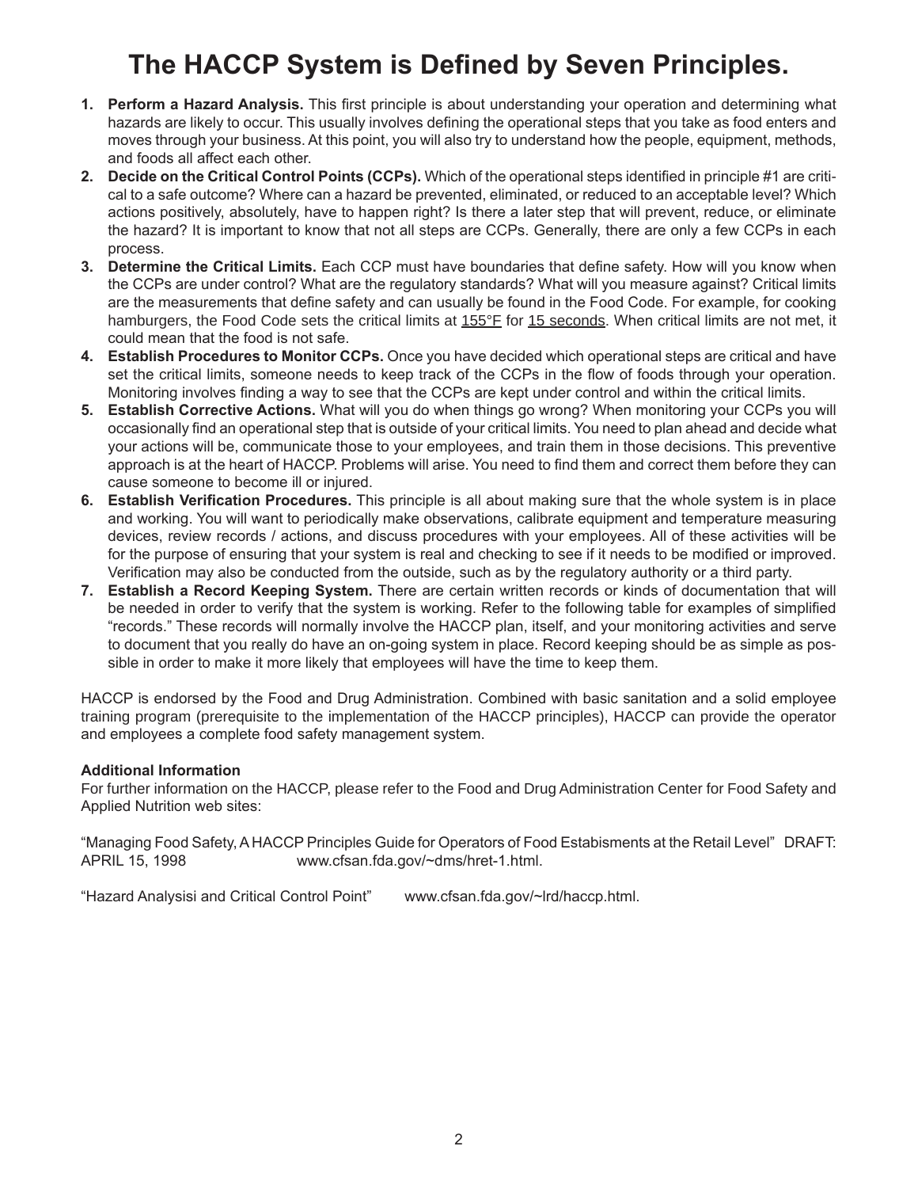# The HACCP System is Defined by Seven Principles.

1. **Perform a Hazard Analysis.** This first principle is about understanding your operation and determining what hazards are likely to occur. This usually involves defining the operational steps that you take as food enters and moves through your business. At this point, you will also try to understand how the people, equipment, methods, and foods all affect each other.
2. **Decide on the Critical Control Points (CCPs).** Which of the operational steps identified in principle #1 are critical to a safe outcome? Where can a hazard be prevented, eliminated, or reduced to an acceptable level? Which actions positively, absolutely, have to happen right? Is there a later step that will prevent, reduce, or eliminate the hazard? It is important to know that not all steps are CCPs. Generally, there are only a few CCPs in each process.
3. **Determine the Critical Limits.** Each CCP must have boundaries that define safety. How will you know when the CCPs are under control? What are the regulatory standards? What will you measure against? Critical limits are the measurements that define safety and can usually be found in the Food Code. For example, for cooking hamburgers, the Food Code sets the critical limits at <u>155°F</u> for <u>15 seconds</u>. When critical limits are not met, it could mean that the food is not safe.
4. **Establish Procedures to Monitor CCPs.** Once you have decided which operational steps are critical and have set the critical limits, someone needs to keep track of the CCPs in the flow of foods through your operation. Monitoring involves finding a way to see that the CCPs are kept under control and within the critical limits.
5. **Establish Corrective Actions.** What will you do when things go wrong? When monitoring your CCPs you will occasionally find an operational step that is outside of your critical limits. You need to plan ahead and decide what your actions will be, communicate those to your employees, and train them in those decisions. This preventive approach is at the heart of HACCP. Problems will arise. You need to find them and correct them before they can cause someone to become ill or injured.
6. **Establish Verification Procedures.** This principle is all about making sure that the whole system is in place and working. You will want to periodically make observations, calibrate equipment and temperature measuring devices, review records / actions, and discuss procedures with your employees. All of these activities will be for the purpose of ensuring that your system is real and checking to see if it needs to be modified or improved. Verification may also be conducted from the outside, such as by the regulatory authority or a third party.
7. **Establish a Record Keeping System.** There are certain written records or kinds of documentation that will be needed in order to verify that the system is working. Refer to the following table for examples of simplified "records." These records will normally involve the HACCP plan, itself, and your monitoring activities and serve to document that you really do have an on-going system in place. Record keeping should be as simple as possible in order to make it more likely that employees will have the time to keep them.

HACCP is endorsed by the Food and Drug Administration. Combined with basic sanitation and a solid employee training program (prerequisite to the implementation of the HACCP principles), HACCP can provide the operator and employees a complete food safety management system.

**Additional Information**
For further information on the HACCP, please refer to the Food and Drug Administration Center for Food Safety and Applied Nutrition web sites:

"Managing Food Safety, A HACCP Principles Guide for Operators of Food Estabisments at the Retail Level" DRAFT: APRIL 15, 1998 www.cfsan.fda.gov/~dms/hret-1.html.

"Hazard Analysisi and Critical Control Point" www.cfsan.fda.gov/~lrd/haccp.html.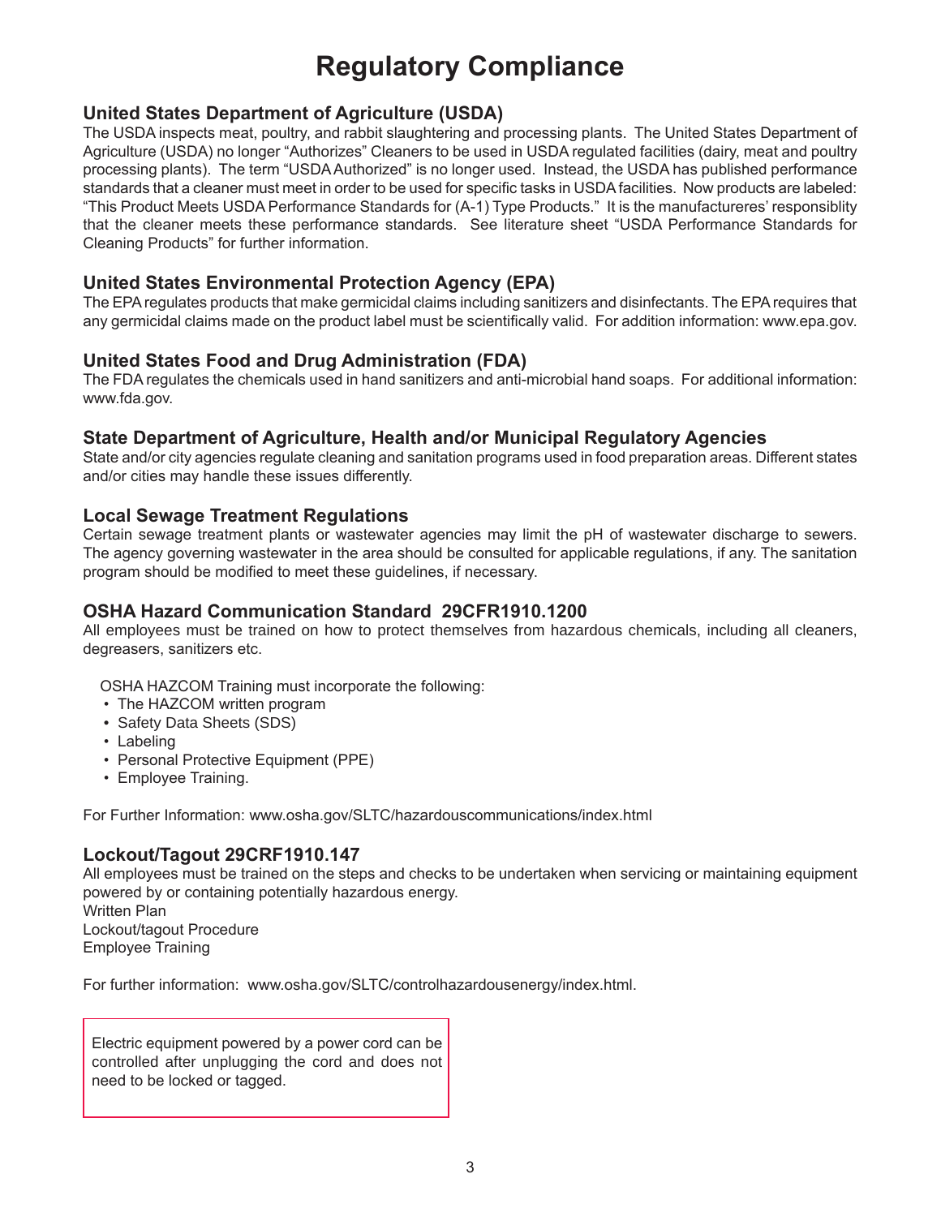# Regulatory Compliance

## United States Department of Agriculture (USDA)

The USDA inspects meat, poultry, and rabbit slaughtering and processing plants. The United States Department of Agriculture (USDA) no longer “Authorizes” Cleaners to be used in USDA regulated facilities (dairy, meat and poultry processing plants). The term “USDA Authorized” is no longer used. Instead, the USDA has published performance standards that a cleaner must meet in order to be used for specific tasks in USDA facilities. Now products are labeled: “This Product Meets USDA Performance Standards for (A-1) Type Products.” It is the manufactureres’ responsiblity that the cleaner meets these performance standards. See literature sheet “USDA Performance Standards for Cleaning Products” for further information.

## United States Environmental Protection Agency (EPA)

The EPA regulates products that make germicidal claims including sanitizers and disinfectants. The EPA requires that any germicidal claims made on the product label must be scientifically valid. For addition information: www.epa.gov.

## United States Food and Drug Administration (FDA)

The FDA regulates the chemicals used in hand sanitizers and anti-microbial hand soaps. For additional information: www.fda.gov.

## State Department of Agriculture, Health and/or Municipal Regulatory Agencies

State and/or city agencies regulate cleaning and sanitation programs used in food preparation areas. Different states and/or cities may handle these issues differently.

## Local Sewage Treatment Regulations

Certain sewage treatment plants or wastewater agencies may limit the pH of wastewater discharge to sewers. The agency governing wastewater in the area should be consulted for applicable regulations, if any. The sanitation program should be modified to meet these guidelines, if necessary.

## OSHA Hazard Communication Standard 29CFR1910.1200

All employees must be trained on how to protect themselves from hazardous chemicals, including all cleaners, degreasers, sanitizers etc.

OSHA HAZCOM Training must incorporate the following:

- The HAZCOM written program
- Safety Data Sheets (SDS)
- Labeling
- Personal Protective Equipment (PPE)
- Employee Training.

For Further Information: www.osha.gov/SLTC/hazardouscommunications/index.html

## Lockout/Tagout 29CRF1910.147

All employees must be trained on the steps and checks to be undertaken when servicing or maintaining equipment powered by or containing potentially hazardous energy.

Written Plan
Lockout/tagout Procedure
Employee Training

For further information: www.osha.gov/SLTC/controlhazardousenergy/index.html.

> Electric equipment powered by a power cord can be controlled after unplugging the cord and does not need to be locked or tagged.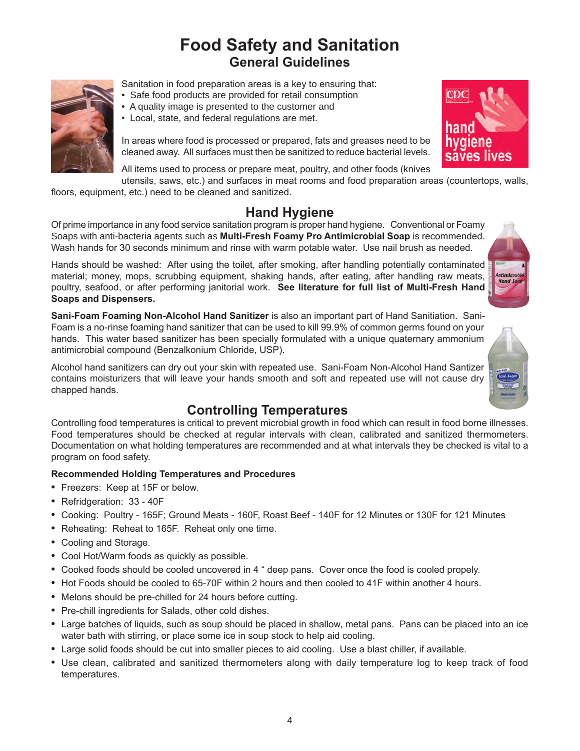# Food Safety and Sanitation

## General Guidelines

Sanitation in food preparation areas is a key to ensuring that:

- Safe food products are provided for retail consumption
- A quality image is presented to the customer and
- Local, state, and federal regulations are met.

In areas where food is processed or prepared, fats and greases need to be cleaned away. All surfaces must then be sanitized to reduce bacterial levels.

All items used to process or prepare meat, poultry, and other foods (knives utensils, saws, etc.) and surfaces in meat rooms and food preparation areas (countertops, walls, floors, equipment, etc.) need to be cleaned and sanitized.

## Hand Hygiene

Of prime importance in any food service sanitation program is proper hand hygiene. Conventional or Foamy Soaps with anti-bacteria agents such as **Multi-Fresh Foamy Pro Antimicrobial Soap** is recommended. Wash hands for 30 seconds minimum and rinse with warm potable water. Use nail brush as needed.

Hands should be washed: After using the toilet, after smoking, after handling potentially contaminated material; money, mops, scrubbing equipment, shaking hands, after eating, after handling raw meats, poultry, seafood, or after performing janitorial work. **See literature for full list of Multi-Fresh Hand Soaps and Dispensers.**

**Sani-Foam Foaming Non-Alcohol Hand Sanitizer** is also an important part of Hand Sanitation. Sani-Foam is a no-rinse foaming hand sanitizer that can be used to kill 99.9% of common germs found on your hands. This water based sanitizer has been specially formulated with a unique quaternary ammonium antimicrobial compound (Benzalkonium Chloride, USP).

Alcohol hand sanitizers can dry out your skin with repeated use. Sani-Foam Non-Alcohol Hand Santizer contains moisturizers that will leave your hands smooth and soft and repeated use will not cause dry chapped hands.

## Controlling Temperatures

Controlling food temperatures is critical to prevent microbial growth in food which can result in food borne illnesses. Food temperatures should be checked at regular intervals with clean, calibrated and sanitized thermometers. Documentation on what holding temperatures are recommended and at what intervals they be checked is vital to a program on food safety.

**Recommended Holding Temperatures and Procedures**

- Freezers: Keep at 15F or below.
- Refridgeration: 33 - 40F
- Cooking: Poultry - 165F; Ground Meats - 160F, Roast Beef - 140F for 12 Minutes or 130F for 121 Minutes
- Reheating: Reheat to 165F. Reheat only one time.
- Cooling and Storage.
- Cool Hot/Warm foods as quickly as possible.
- Cooked foods should be cooled uncovered in 4 " deep pans. Cover once the food is cooled propely.
- Hot Foods should be cooled to 65-70F within 2 hours and then cooled to 41F within another 4 hours.
- Melons should be pre-chilled for 24 hours before cutting.
- Pre-chill ingredients for Salads, other cold dishes.
- Large batches of liquids, such as soup should be placed in shallow, metal pans. Pans can be placed into an ice water bath with stirring, or place some ice in soup stock to help aid cooling.
- Large solid foods should be cut into smaller pieces to aid cooling. Use a blast chiller, if available.
- Use clean, calibrated and sanitized thermometers along with daily temperature log to keep track of food temperatures.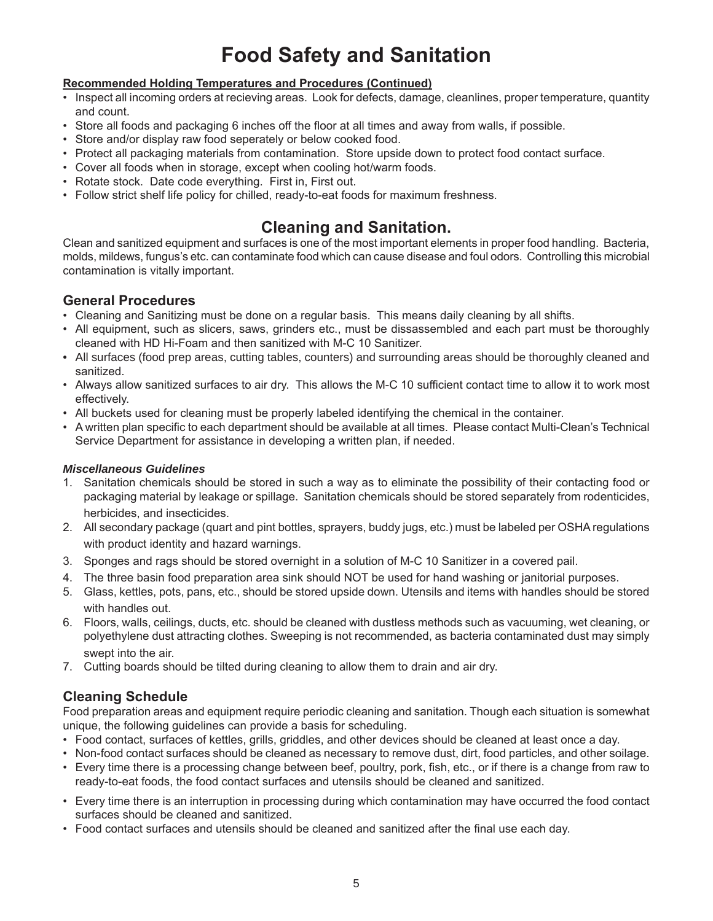# Food Safety and Sanitation

**Recommended Holding Temperatures and Procedures (Continued)**

- Inspect all incoming orders at recieving areas. Look for defects, damage, cleanlines, proper temperature, quantity and count.
- Store all foods and packaging 6 inches off the floor at all times and away from walls, if possible.
- Store and/or display raw food seperately or below cooked food.
- Protect all packaging materials from contamination. Store upside down to protect food contact surface.
- Cover all foods when in storage, except when cooling hot/warm foods.
- Rotate stock. Date code everything. First in, First out.
- Follow strict shelf life policy for chilled, ready-to-eat foods for maximum freshness.

## Cleaning and Sanitation.

Clean and sanitized equipment and surfaces is one of the most important elements in proper food handling. Bacteria, molds, mildews, fungus's etc. can contaminate food which can cause disease and foul odors. Controlling this microbial contamination is vitally important.

### General Procedures

- Cleaning and Sanitizing must be done on a regular basis. This means daily cleaning by all shifts.
- All equipment, such as slicers, saws, grinders etc., must be dissassembled and each part must be thoroughly cleaned with HD Hi-Foam and then sanitized with M-C 10 Sanitizer.
- All surfaces (food prep areas, cutting tables, counters) and surrounding areas should be thoroughly cleaned and sanitized.
- Always allow sanitized surfaces to air dry. This allows the M-C 10 sufficient contact time to allow it to work most effectively.
- All buckets used for cleaning must be properly labeled identifying the chemical in the container.
- A written plan specific to each department should be available at all times. Please contact Multi-Clean's Technical Service Department for assistance in developing a written plan, if needed.

#### *Miscellaneous Guidelines*

1. Sanitation chemicals should be stored in such a way as to eliminate the possibility of their contacting food or packaging material by leakage or spillage. Sanitation chemicals should be stored separately from rodenticides, herbicides, and insecticides.
2. All secondary package (quart and pint bottles, sprayers, buddy jugs, etc.) must be labeled per OSHA regulations with product identity and hazard warnings.
3. Sponges and rags should be stored overnight in a solution of M-C 10 Sanitizer in a covered pail.
4. The three basin food preparation area sink should NOT be used for hand washing or janitorial purposes.
5. Glass, kettles, pots, pans, etc., should be stored upside down. Utensils and items with handles should be stored with handles out.
6. Floors, walls, ceilings, ducts, etc. should be cleaned with dustless methods such as vacuuming, wet cleaning, or polyethylene dust attracting clothes. Sweeping is not recommended, as bacteria contaminated dust may simply swept into the air.
7. Cutting boards should be tilted during cleaning to allow them to drain and air dry.

### Cleaning Schedule

Food preparation areas and equipment require periodic cleaning and sanitation. Though each situation is somewhat unique, the following guidelines can provide a basis for scheduling.

- Food contact, surfaces of kettles, grills, griddles, and other devices should be cleaned at least once a day.
- Non-food contact surfaces should be cleaned as necessary to remove dust, dirt, food particles, and other soilage.
- Every time there is a processing change between beef, poultry, pork, fish, etc., or if there is a change from raw to ready-to-eat foods, the food contact surfaces and utensils should be cleaned and sanitized.
- Every time there is an interruption in processing during which contamination may have occurred the food contact surfaces should be cleaned and sanitized.
- Food contact surfaces and utensils should be cleaned and sanitized after the final use each day.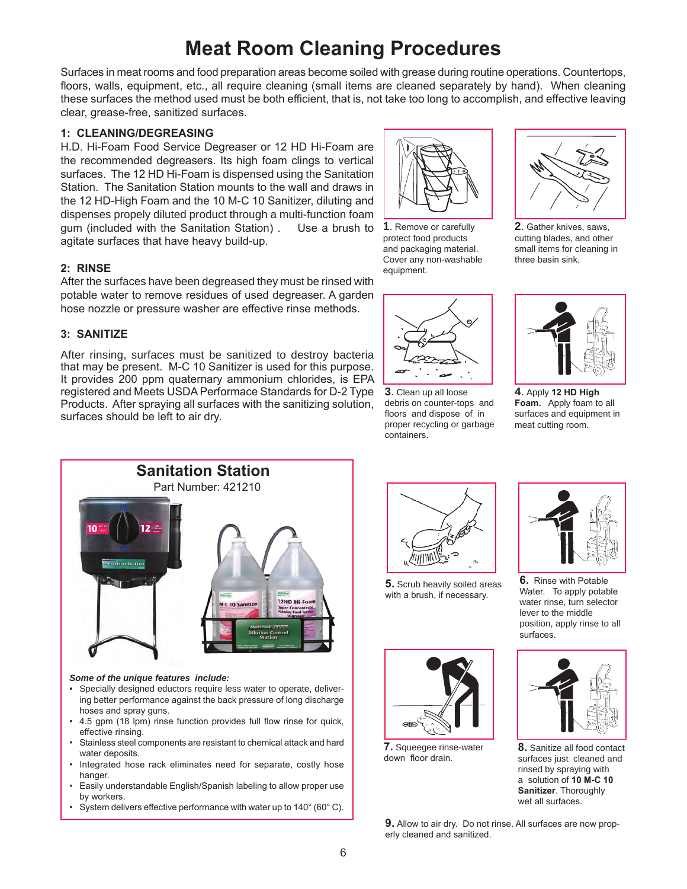# Meat Room Cleaning Procedures

Surfaces in meat rooms and food preparation areas become soiled with grease during routine operations. Countertops, floors, walls, equipment, etc., all require cleaning (small items are cleaned separately by hand). When cleaning these surfaces the method used must be both efficient, that is, not take too long to accomplish, and effective leaving clear, grease-free, sanitized surfaces.

### 1: CLEANING/DEGREASING

H.D. Hi-Foam Food Service Degreaser or 12 HD Hi-Foam are the recommended degreasers. Its high foam clings to vertical surfaces. The 12 HD Hi-Foam is dispensed using the Sanitation Station. The Sanitation Station mounts to the wall and draws in the 12 HD-High Foam and the 10 M-C 10 Sanitizer, diluting and dispenses propely diluted product through a multi-function foam gum (included with the Sanitation Station) . Use a brush to agitate surfaces that have heavy build-up.

### 2: RINSE

After the surfaces have been degreased they must be rinsed with potable water to remove residues of used degreaser. A garden hose nozzle or pressure washer are effective rinse methods.

### 3: SANITIZE

After rinsing, surfaces must be sanitized to destroy bacteria that may be present. M-C 10 Sanitizer is used for this purpose. It provides 200 ppm quaternary ammonium chlorides, is EPA registered and Meets USDA Performance Standards for D-2 Type Products. After spraying all surfaces with the sanitizing solution, surfaces should be left to air dry.

**1.** Remove or carefully protect food products and packaging material. Cover any non-washable equipment.

**2.** Gather knives, saws, cutting blades, and other small items for cleaning in three basin sink.

**3.** Clean up all loose debris on counter-tops and floors and dispose of in proper recycling or garbage containers.

**4.** Apply **12 HD High Foam.** Apply foam to all surfaces and equipment in meat cutting room.

**5.** Scrub heavily soiled areas with a brush, if necessary.

**6.** Rinse with Potable Water. To apply potable water rinse, turn selector lever to the middle position, apply rinse to all surfaces.

**7.** Squeegee rinse-water down floor drain.

**8.** Sanitize all food contact surfaces just cleaned and rinsed by spraying with a solution of **10 M-C 10 Sanitizer**. Thoroughly wet all surfaces.

**9.** Allow to air dry. Do not rinse. All surfaces are now properly cleaned and sanitized.

## Sanitation Station

Part Number: 421210

***Some of the unique features include:***

- Specially designed eductors require less water to operate, delivering better performance against the back pressure of long discharge hoses and spray guns.
- 4.5 gpm (18 lpm) rinse function provides full flow rinse for quick, effective rinsing.
- Stainless steel components are resistant to chemical attack and hard water deposits.
- Integrated hose rack eliminates need for separate, costly hose hanger.
- Easily understandable English/Spanish labeling to allow proper use by workers.
- System delivers effective performance with water up to 140° (60° C).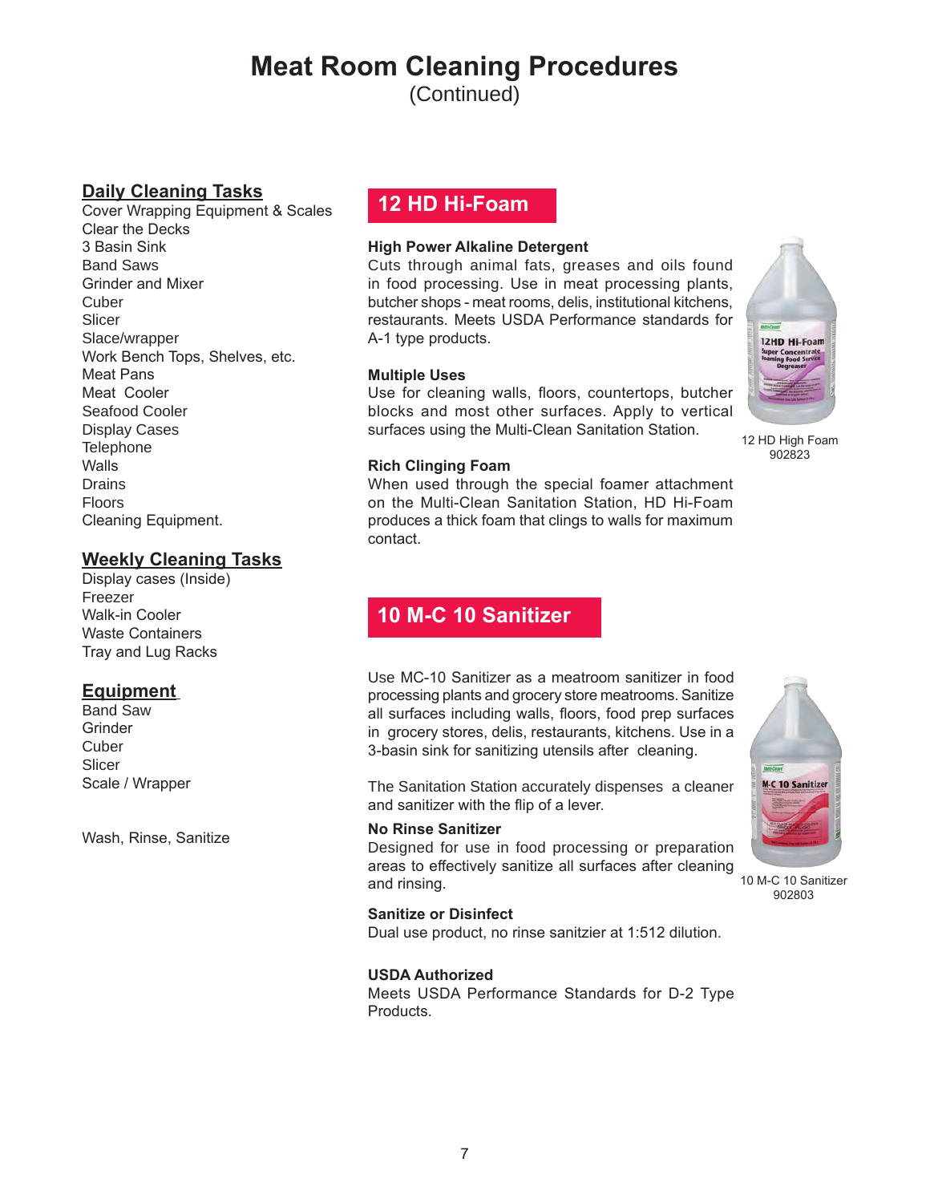# Meat Room Cleaning Procedures

(Continued)

## Daily Cleaning Tasks

Cover Wrapping Equipment & Scales
Clear the Decks
3 Basin Sink
Band Saws
Grinder and Mixer
Cuber
Slicer
Slace/wrapper
Work Bench Tops, Shelves, etc.
Meat Pans
Meat Cooler
Seafood Cooler
Display Cases
Telephone
Walls
Drains
Floors
Cleaning Equipment.

## Weekly Cleaning Tasks

Display cases (Inside)
Freezer
Walk-in Cooler
Waste Containers
Tray and Lug Racks

## Equipment

Band Saw
Grinder
Cuber
Slicer
Scale / Wrapper

Wash, Rinse, Sanitize

## 12 HD Hi-Foam

**High Power Alkaline Detergent**
Cuts through animal fats, greases and oils found in food processing. Use in meat processing plants, butcher shops - meat rooms, delis, institutional kitchens, restaurants. Meets USDA Performance standards for A-1 type products.

**Multiple Uses**
Use for cleaning walls, floors, countertops, butcher blocks and most other surfaces. Apply to vertical surfaces using the Multi-Clean Sanitation Station.

**Rich Clinging Foam**
When used through the special foamer attachment on the Multi-Clean Sanitation Station, HD Hi-Foam produces a thick foam that clings to walls for maximum contact.

12 HD High Foam
902823

## 10 M-C 10 Sanitizer

Use MC-10 Sanitizer as a meatroom sanitizer in food processing plants and grocery store meatrooms. Sanitize all surfaces including walls, floors, food prep surfaces in grocery stores, delis, restaurants, kitchens. Use in a 3-basin sink for sanitizing utensils after cleaning.

The Sanitation Station accurately dispenses a cleaner and sanitizer with the flip of a lever.

**No Rinse Sanitizer**
Designed for use in food processing or preparation areas to effectively sanitize all surfaces after cleaning and rinsing.

**Sanitize or Disinfect**
Dual use product, no rinse sanitzier at 1:512 dilution.

**USDA Authorized**
Meets USDA Performance Standards for D-2 Type Products.

10 M-C 10 Sanitizer
902803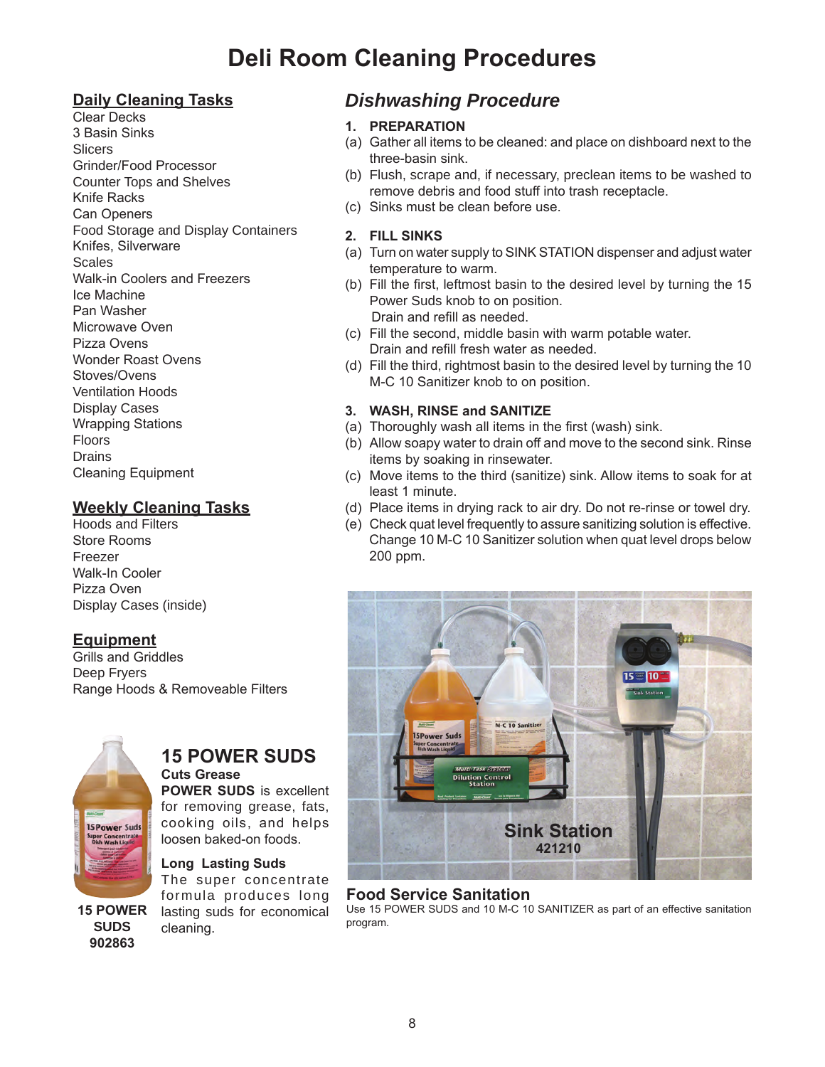# Deli Room Cleaning Procedures

## Daily Cleaning Tasks

Clear Decks
3 Basin Sinks
Slicers
Grinder/Food Processor
Counter Tops and Shelves
Knife Racks
Can Openers
Food Storage and Display Containers
Knifes, Silverware
Scales
Walk-in Coolers and Freezers
Ice Machine
Pan Washer
Microwave Oven
Pizza Ovens
Wonder Roast Ovens
Stoves/Ovens
Ventilation Hoods
Display Cases
Wrapping Stations
Floors
Drains
Cleaning Equipment

## Weekly Cleaning Tasks

Hoods and Filters
Store Rooms
Freezer
Walk-In Cooler
Pizza Oven
Display Cases (inside)

## Equipment

Grills and Griddles
Deep Fryers
Range Hoods & Removeable Filters

## 15 POWER SUDS

**Cuts Grease**

**POWER SUDS** is excellent for removing grease, fats, cooking oils, and helps loosen baked-on foods.

**Long Lasting Suds**

The super concentrate formula produces long lasting suds for economical cleaning.

**15 POWER SUDS**
**902863**

## *Dishwashing Procedure*

**1. PREPARATION**

(a) Gather all items to be cleaned: and place on dishboard next to the three-basin sink.
(b) Flush, scrape and, if necessary, preclean items to be washed to remove debris and food stuff into trash receptacle.
(c) Sinks must be clean before use.

**2. FILL SINKS**

(a) Turn on water supply to SINK STATION dispenser and adjust water temperature to warm.
(b) Fill the first, leftmost basin to the desired level by turning the 15 Power Suds knob to on position.
Drain and refill as needed.
(c) Fill the second, middle basin with warm potable water.
Drain and refill fresh water as needed.
(d) Fill the third, rightmost basin to the desired level by turning the 10 M-C 10 Sanitizer knob to on position.

**3. WASH, RINSE and SANITIZE**

(a) Thoroughly wash all items in the first (wash) sink.
(b) Allow soapy water to drain off and move to the second sink. Rinse items by soaking in rinsewater.
(c) Move items to the third (sanitize) sink. Allow items to soak for at least 1 minute.
(d) Place items in drying rack to air dry. Do not re-rinse or towel dry.
(e) Check quat level frequently to assure sanitizing solution is effective. Change 10 M-C 10 Sanitizer solution when quat level drops below 200 ppm.

**Sink Station**
**421210**

**Food Service Sanitation**

Use 15 POWER SUDS and 10 M-C 10 SANITIZER as part of an effective sanitation program.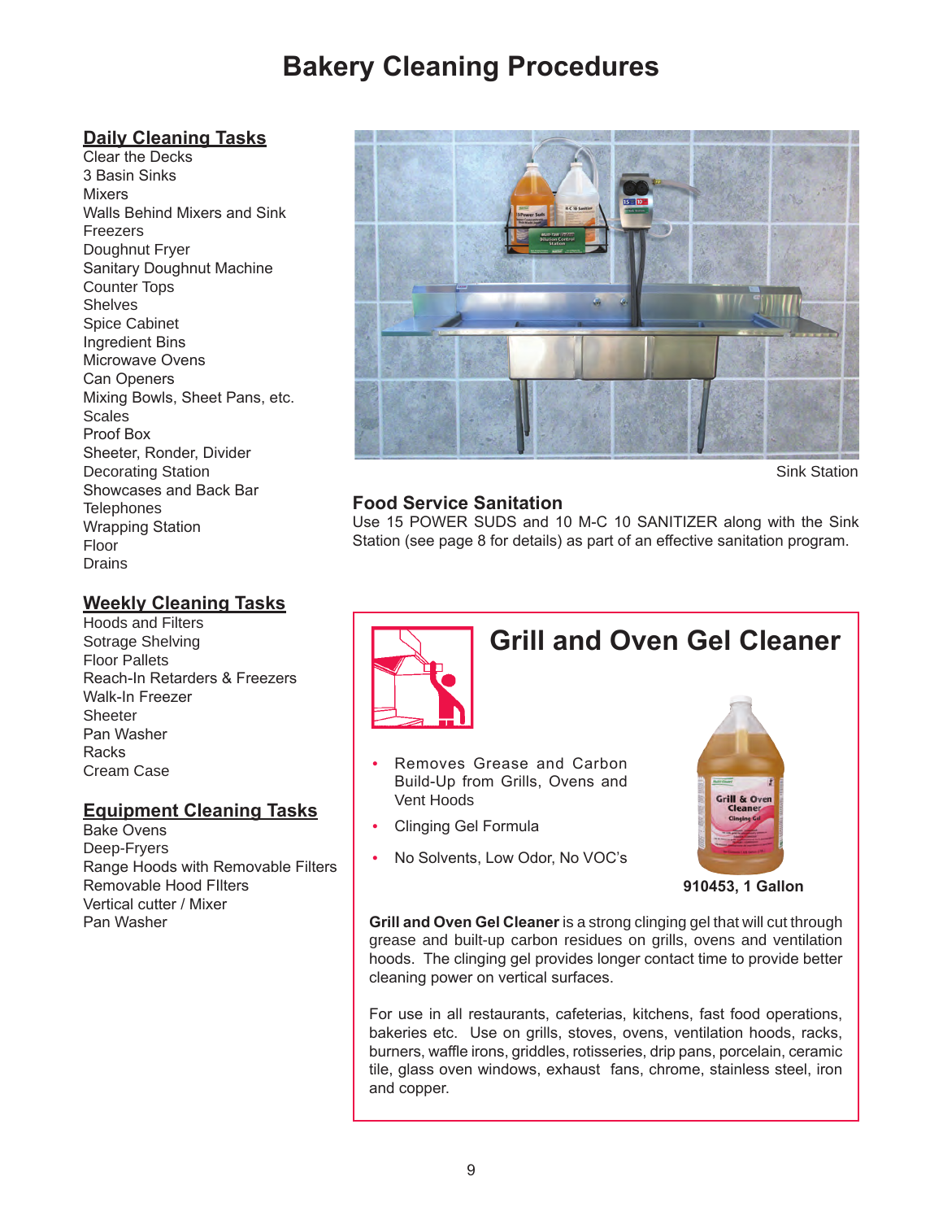# Bakery Cleaning Procedures

## Daily Cleaning Tasks

Clear the Decks
3 Basin Sinks
Mixers
Walls Behind Mixers and Sink
Freezers
Doughnut Fryer
Sanitary Doughnut Machine
Counter Tops
Shelves
Spice Cabinet
Ingredient Bins
Microwave Ovens
Can Openers
Mixing Bowls, Sheet Pans, etc.
Scales
Proof Box
Sheeter, Ronder, Divider
Decorating Station
Showcases and Back Bar
Telephones
Wrapping Station
Floor
Drains

## Weekly Cleaning Tasks

Hoods and Filters
Sotrage Shelving
Floor Pallets
Reach-In Retarders & Freezers
Walk-In Freezer
Sheeter
Pan Washer
Racks
Cream Case

## Equipment Cleaning Tasks

Bake Ovens
Deep-Fryers
Range Hoods with Removable Filters
Removable Hood FIlters
Vertical cutter / Mixer
Pan Washer

Sink Station

### Food Service Sanitation

Use 15 POWER SUDS and 10 M-C 10 SANITIZER along with the Sink Station (see page 8 for details) as part of an effective sanitation program.

## Grill and Oven Gel Cleaner

- Removes Grease and Carbon Build-Up from Grills, Ovens and Vent Hoods
- Clinging Gel Formula
- No Solvents, Low Odor, No VOC's

**910453, 1 Gallon**

**Grill and Oven Gel Cleaner** is a strong clinging gel that will cut through grease and built-up carbon residues on grills, ovens and ventilation hoods. The clinging gel provides longer contact time to provide better cleaning power on vertical surfaces.

For use in all restaurants, cafeterias, kitchens, fast food operations, bakeries etc. Use on grills, stoves, ovens, ventilation hoods, racks, burners, waffle irons, griddles, rotisseries, drip pans, porcelain, ceramic tile, glass oven windows, exhaust fans, chrome, stainless steel, iron and copper.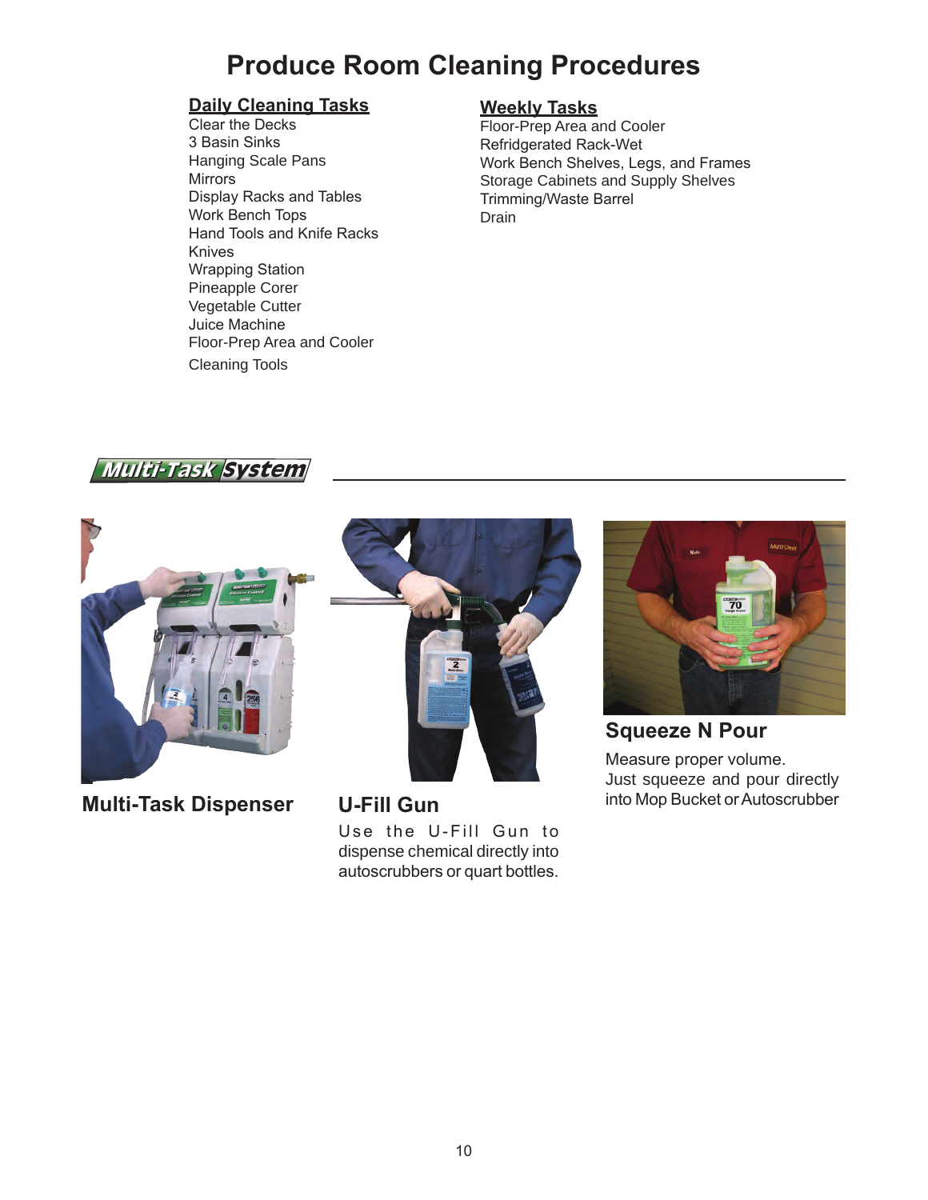# Produce Room Cleaning Procedures

## Daily Cleaning Tasks

Clear the Decks
3 Basin Sinks
Hanging Scale Pans
Mirrors
Display Racks and Tables
Work Bench Tops
Hand Tools and Knife Racks
Knives
Wrapping Station
Pineapple Corer
Vegetable Cutter
Juice Machine
Floor-Prep Area and Cooler
Cleaning Tools

## Weekly Tasks

Floor-Prep Area and Cooler
Refridgerated Rack-Wet
Work Bench Shelves, Legs, and Frames
Storage Cabinets and Supply Shelves
Trimming/Waste Barrel
Drain

## Multi-Task System

### Multi-Task Dispenser

### U-Fill Gun

Use the U-Fill Gun to dispense chemical directly into autoscrubbers or quart bottles.

### Squeeze N Pour

Measure proper volume.
Just squeeze and pour directly into Mop Bucket or Autoscrubber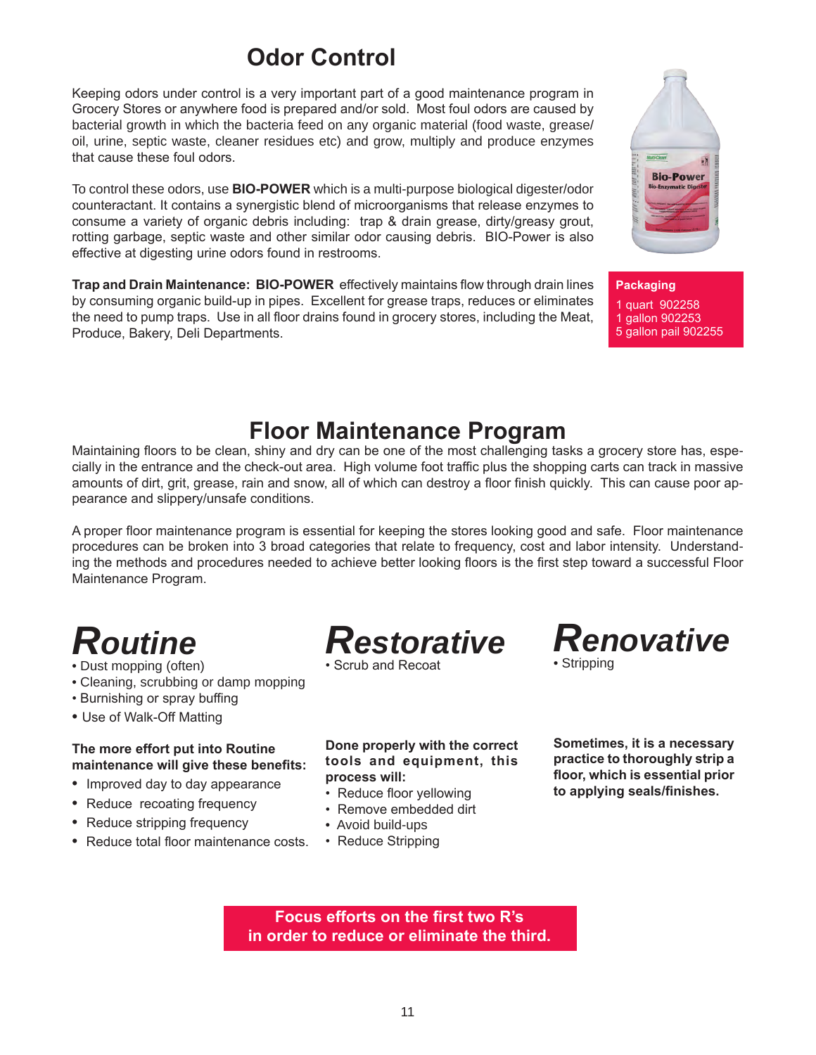# Odor Control

Keeping odors under control is a very important part of a good maintenance program in Grocery Stores or anywhere food is prepared and/or sold. Most foul odors are caused by bacterial growth in which the bacteria feed on any organic material (food waste, grease/oil, urine, septic waste, cleaner residues etc) and grow, multiply and produce enzymes that cause these foul odors.

To control these odors, use **BIO-POWER** which is a multi-purpose biological digester/odor counteractant. It contains a synergistic blend of microorganisms that release enzymes to consume a variety of organic debris including: trap & drain grease, dirty/greasy grout, rotting garbage, septic waste and other similar odor causing debris. BIO-Power is also effective at digesting urine odors found in restrooms.

**Trap and Drain Maintenance: BIO-POWER** effectively maintains flow through drain lines by consuming organic build-up in pipes. Excellent for grease traps, reduces or eliminates the need to pump traps. Use in all floor drains found in grocery stores, including the Meat, Produce, Bakery, Deli Departments.

**Packaging**

1 quart 902258
1 gallon 902253
5 gallon pail 902255

# Floor Maintenance Program

Maintaining floors to be clean, shiny and dry can be one of the most challenging tasks a grocery store has, especially in the entrance and the check-out area. High volume foot traffic plus the shopping carts can track in massive amounts of dirt, grit, grease, rain and snow, all of which can destroy a floor finish quickly. This can cause poor appearance and slippery/unsafe conditions.

A proper floor maintenance program is essential for keeping the stores looking good and safe. Floor maintenance procedures can be broken into 3 broad categories that relate to frequency, cost and labor intensity. Understanding the methods and procedures needed to achieve better looking floors is the first step toward a successful Floor Maintenance Program.

## *Routine*

- Dust mopping (often)
- Cleaning, scrubbing or damp mopping
- Burnishing or spray buffing
- Use of Walk-Off Matting

**The more effort put into Routine maintenance will give these benefits:**

- Improved day to day appearance
- Reduce recoating frequency
- Reduce stripping frequency
- Reduce total floor maintenance costs.

## *Restorative*

- Scrub and Recoat

**Done properly with the correct tools and equipment, this process will:**

- Reduce floor yellowing
- Remove embedded dirt
- Avoid build-ups
- Reduce Stripping

## *Renovative*

- Stripping

**Sometimes, it is a necessary practice to thoroughly strip a floor, which is essential prior to applying seals/finishes.**

**Focus efforts on the first two R's in order to reduce or eliminate the third.**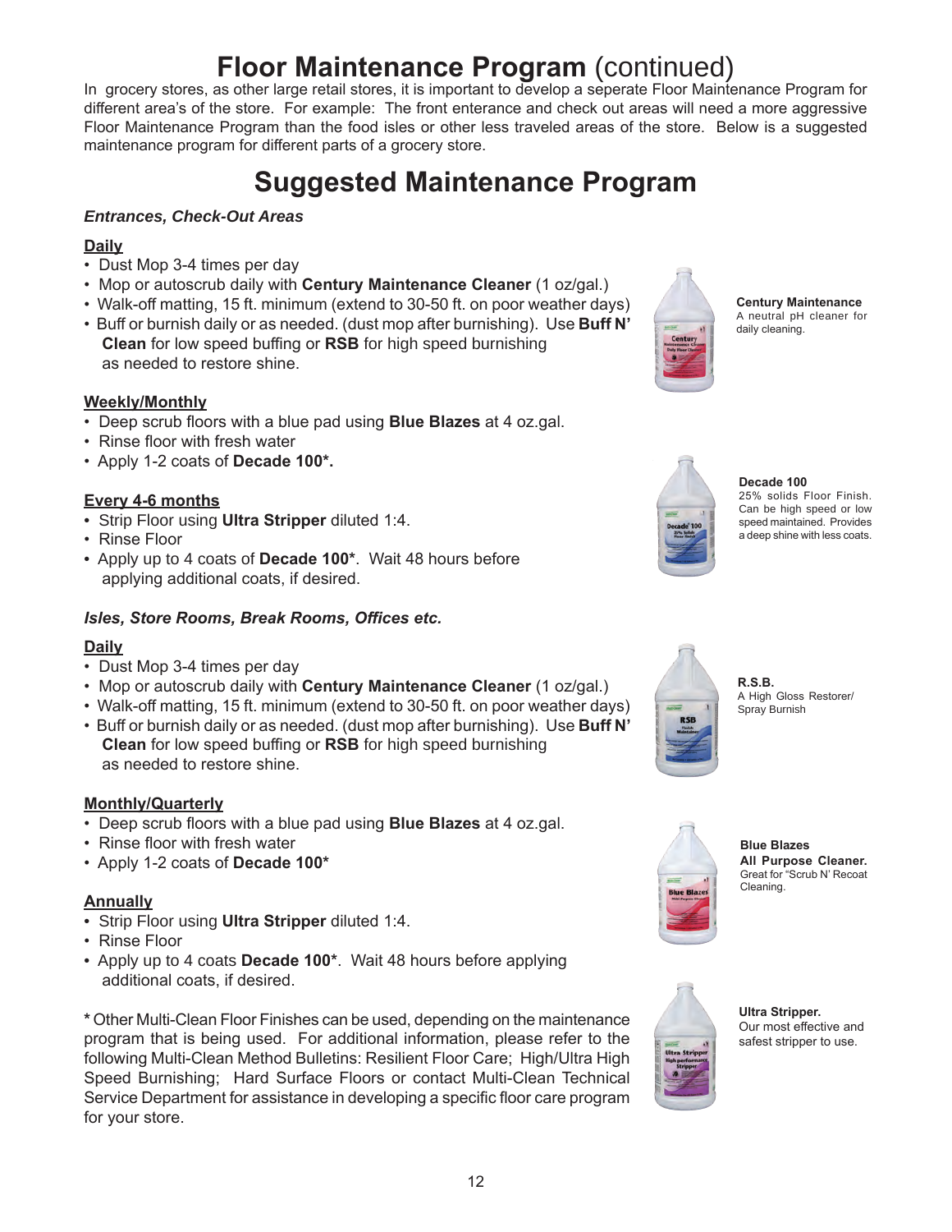# Floor Maintenance Program (continued)

In grocery stores, as other large retail stores, it is important to develop a seperate Floor Maintenance Program for different area's of the store. For example: The front enterance and check out areas will need a more aggressive Floor Maintenance Program than the food isles or other less traveled areas of the store. Below is a suggested maintenance program for different parts of a grocery store.

## Suggested Maintenance Program

### *Entrances, Check-Out Areas*

**Daily**

- Dust Mop 3-4 times per day
- Mop or autoscrub daily with **Century Maintenance Cleaner** (1 oz/gal.)
- Walk-off matting, 15 ft. minimum (extend to 30-50 ft. on poor weather days)
- Buff or burnish daily or as needed. (dust mop after burnishing). Use **Buff N' Clean** for low speed buffing or **RSB** for high speed burnishing as needed to restore shine.

**Weekly/Monthly**

- Deep scrub floors with a blue pad using **Blue Blazes** at 4 oz.gal.
- Rinse floor with fresh water
- Apply 1-2 coats of **Decade 100*.**

**Every 4-6 months**

- Strip Floor using **Ultra Stripper** diluted 1:4.
- Rinse Floor
- Apply up to 4 coats of **Decade 100***. Wait 48 hours before applying additional coats, if desired.

### *Isles, Store Rooms, Break Rooms, Offices etc.*

**Daily**

- Dust Mop 3-4 times per day
- Mop or autoscrub daily with **Century Maintenance Cleaner** (1 oz/gal.)
- Walk-off matting, 15 ft. minimum (extend to 30-50 ft. on poor weather days)
- Buff or burnish daily or as needed. (dust mop after burnishing). Use **Buff N' Clean** for low speed buffing or **RSB** for high speed burnishing as needed to restore shine.

**Monthly/Quarterly**

- Deep scrub floors with a blue pad using **Blue Blazes** at 4 oz.gal.
- Rinse floor with fresh water
- Apply 1-2 coats of **Decade 100***

**Annually**

- Strip Floor using **Ultra Stripper** diluted 1:4.
- Rinse Floor
- Apply up to 4 coats **Decade 100***. Wait 48 hours before applying additional coats, if desired.

**\*** Other Multi-Clean Floor Finishes can be used, depending on the maintenance program that is being used. For additional information, please refer to the following Multi-Clean Method Bulletins: Resilient Floor Care; High/Ultra High Speed Burnishing; Hard Surface Floors or contact Multi-Clean Technical Service Department for assistance in developing a specific floor care program for your store.

**Century Maintenance**
A neutral pH cleaner for daily cleaning.

**Decade 100**
25% solids Floor Finish. Can be high speed or low speed maintained. Provides a deep shine with less coats.

**R.S.B.**
A High Gloss Restorer/ Spray Burnish

**Blue Blazes**
**All Purpose Cleaner.**
Great for "Scrub N' Recoat Cleaning.

**Ultra Stripper.**
Our most effective and safest stripper to use.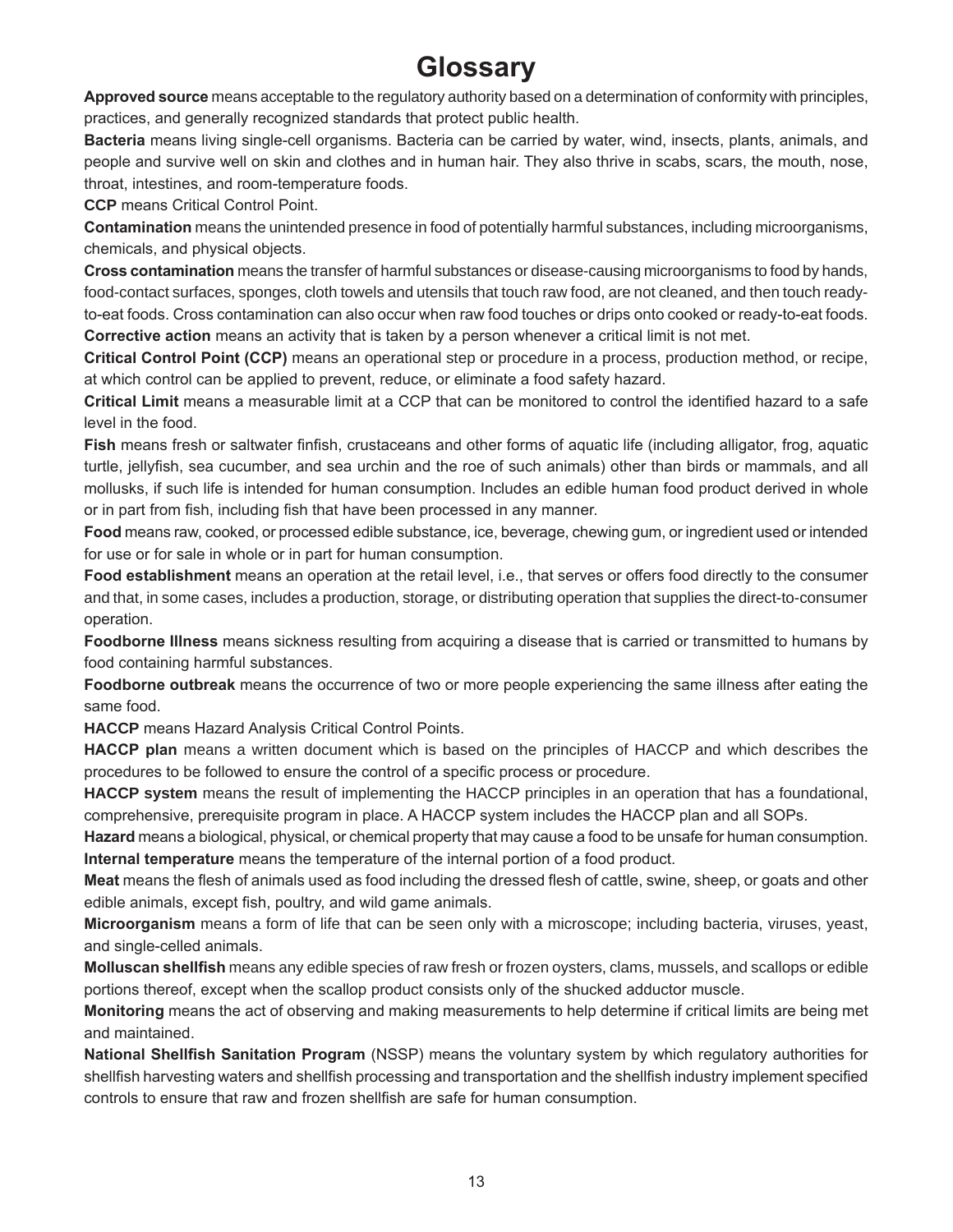# Glossary

**Approved source** means acceptable to the regulatory authority based on a determination of conformity with principles, practices, and generally recognized standards that protect public health.

**Bacteria** means living single-cell organisms. Bacteria can be carried by water, wind, insects, plants, animals, and people and survive well on skin and clothes and in human hair. They also thrive in scabs, scars, the mouth, nose, throat, intestines, and room-temperature foods.

**CCP** means Critical Control Point.

**Contamination** means the unintended presence in food of potentially harmful substances, including microorganisms, chemicals, and physical objects.

**Cross contamination** means the transfer of harmful substances or disease-causing microorganisms to food by hands, food-contact surfaces, sponges, cloth towels and utensils that touch raw food, are not cleaned, and then touch ready-to-eat foods. Cross contamination can also occur when raw food touches or drips onto cooked or ready-to-eat foods.

**Corrective action** means an activity that is taken by a person whenever a critical limit is not met.

**Critical Control Point (CCP)** means an operational step or procedure in a process, production method, or recipe, at which control can be applied to prevent, reduce, or eliminate a food safety hazard.

**Critical Limit** means a measurable limit at a CCP that can be monitored to control the identified hazard to a safe level in the food.

**Fish** means fresh or saltwater finfish, crustaceans and other forms of aquatic life (including alligator, frog, aquatic turtle, jellyfish, sea cucumber, and sea urchin and the roe of such animals) other than birds or mammals, and all mollusks, if such life is intended for human consumption. Includes an edible human food product derived in whole or in part from fish, including fish that have been processed in any manner.

**Food** means raw, cooked, or processed edible substance, ice, beverage, chewing gum, or ingredient used or intended for use or for sale in whole or in part for human consumption.

**Food establishment** means an operation at the retail level, i.e., that serves or offers food directly to the consumer and that, in some cases, includes a production, storage, or distributing operation that supplies the direct-to-consumer operation.

**Foodborne Illness** means sickness resulting from acquiring a disease that is carried or transmitted to humans by food containing harmful substances.

**Foodborne outbreak** means the occurrence of two or more people experiencing the same illness after eating the same food.

**HACCP** means Hazard Analysis Critical Control Points.

**HACCP plan** means a written document which is based on the principles of HACCP and which describes the procedures to be followed to ensure the control of a specific process or procedure.

**HACCP system** means the result of implementing the HACCP principles in an operation that has a foundational, comprehensive, prerequisite program in place. A HACCP system includes the HACCP plan and all SOPs.

**Hazard** means a biological, physical, or chemical property that may cause a food to be unsafe for human consumption.

**Internal temperature** means the temperature of the internal portion of a food product.

**Meat** means the flesh of animals used as food including the dressed flesh of cattle, swine, sheep, or goats and other edible animals, except fish, poultry, and wild game animals.

**Microorganism** means a form of life that can be seen only with a microscope; including bacteria, viruses, yeast, and single-celled animals.

**Molluscan shellfish** means any edible species of raw fresh or frozen oysters, clams, mussels, and scallops or edible portions thereof, except when the scallop product consists only of the shucked adductor muscle.

**Monitoring** means the act of observing and making measurements to help determine if critical limits are being met and maintained.

**National Shellfish Sanitation Program** (NSSP) means the voluntary system by which regulatory authorities for shellfish harvesting waters and shellfish processing and transportation and the shellfish industry implement specified controls to ensure that raw and frozen shellfish are safe for human consumption.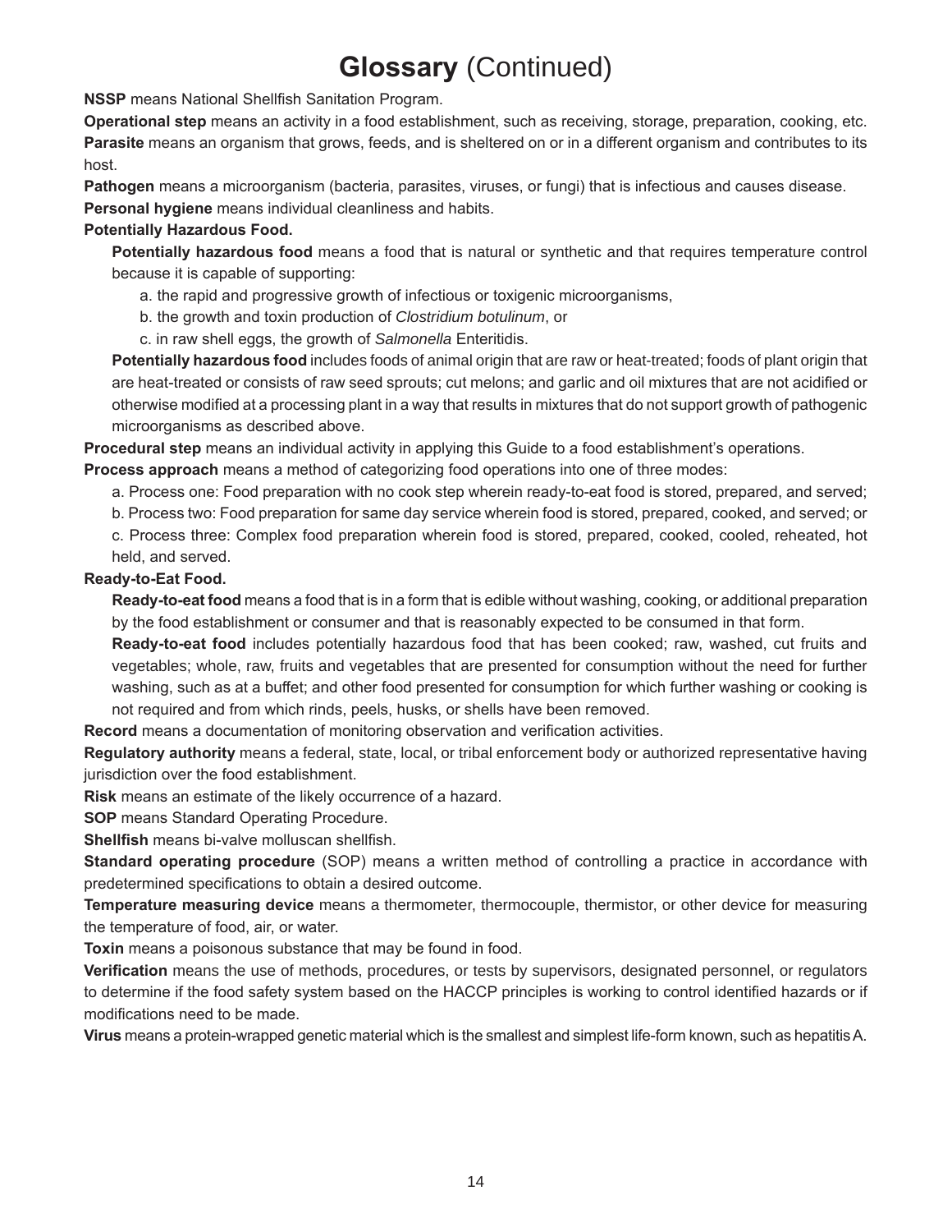# Glossary (Continued)

**NSSP** means National Shellfish Sanitation Program.

**Operational step** means an activity in a food establishment, such as receiving, storage, preparation, cooking, etc.

**Parasite** means an organism that grows, feeds, and is sheltered on or in a different organism and contributes to its host.

**Pathogen** means a microorganism (bacteria, parasites, viruses, or fungi) that is infectious and causes disease.

**Personal hygiene** means individual cleanliness and habits.

**Potentially Hazardous Food.**

**Potentially hazardous food** means a food that is natural or synthetic and that requires temperature control because it is capable of supporting:

a. the rapid and progressive growth of infectious or toxigenic microorganisms,

b. the growth and toxin production of *Clostridium botulinum*, or

c. in raw shell eggs, the growth of *Salmonella* Enteritidis.

**Potentially hazardous food** includes foods of animal origin that are raw or heat-treated; foods of plant origin that are heat-treated or consists of raw seed sprouts; cut melons; and garlic and oil mixtures that are not acidified or otherwise modified at a processing plant in a way that results in mixtures that do not support growth of pathogenic microorganisms as described above.

**Procedural step** means an individual activity in applying this Guide to a food establishment's operations.

**Process approach** means a method of categorizing food operations into one of three modes:

a. Process one: Food preparation with no cook step wherein ready-to-eat food is stored, prepared, and served;

b. Process two: Food preparation for same day service wherein food is stored, prepared, cooked, and served; or

c. Process three: Complex food preparation wherein food is stored, prepared, cooked, cooled, reheated, hot held, and served.

**Ready-to-Eat Food.**

**Ready-to-eat food** means a food that is in a form that is edible without washing, cooking, or additional preparation by the food establishment or consumer and that is reasonably expected to be consumed in that form.

**Ready-to-eat food** includes potentially hazardous food that has been cooked; raw, washed, cut fruits and vegetables; whole, raw, fruits and vegetables that are presented for consumption without the need for further washing, such as at a buffet; and other food presented for consumption for which further washing or cooking is not required and from which rinds, peels, husks, or shells have been removed.

**Record** means a documentation of monitoring observation and verification activities.

**Regulatory authority** means a federal, state, local, or tribal enforcement body or authorized representative having jurisdiction over the food establishment.

**Risk** means an estimate of the likely occurrence of a hazard.

**SOP** means Standard Operating Procedure.

**Shellfish** means bi-valve molluscan shellfish.

**Standard operating procedure** (SOP) means a written method of controlling a practice in accordance with predetermined specifications to obtain a desired outcome.

**Temperature measuring device** means a thermometer, thermocouple, thermistor, or other device for measuring the temperature of food, air, or water.

**Toxin** means a poisonous substance that may be found in food.

**Verification** means the use of methods, procedures, or tests by supervisors, designated personnel, or regulators to determine if the food safety system based on the HACCP principles is working to control identified hazards or if modifications need to be made.

**Virus** means a protein-wrapped genetic material which is the smallest and simplest life-form known, such as hepatitis A.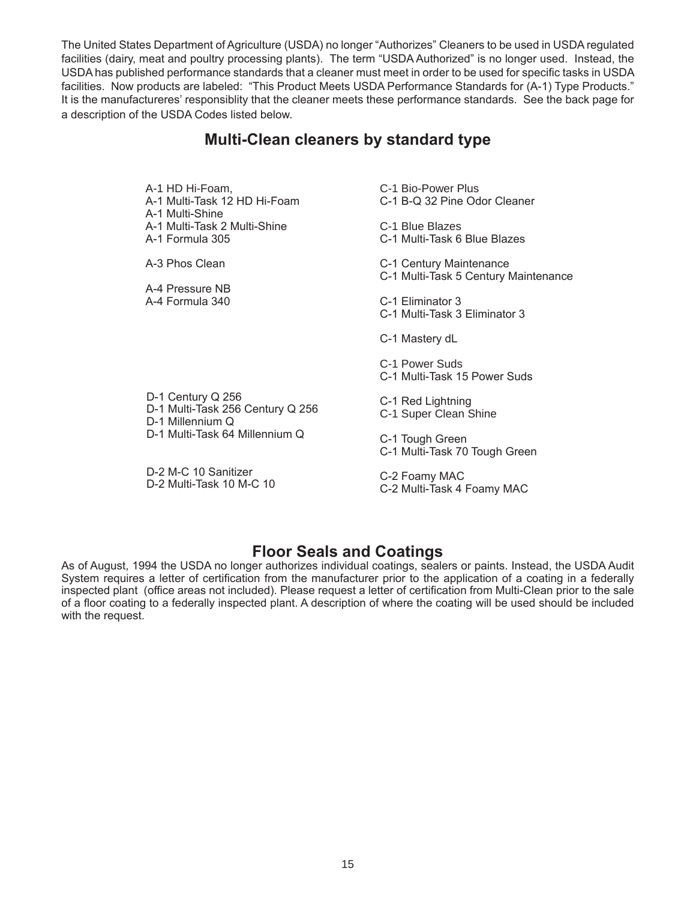The United States Department of Agriculture (USDA) no longer "Authorizes" Cleaners to be used in USDA regulated facilities (dairy, meat and poultry processing plants). The term "USDA Authorized" is no longer used. Instead, the USDA has published performance standards that a cleaner must meet in order to be used for specific tasks in USDA facilities. Now products are labeled: "This Product Meets USDA Performance Standards for (A-1) Type Products." It is the manufactureres' responsiblity that the cleaner meets these performance standards. See the back page for a description of the USDA Codes listed below.

## Multi-Clean cleaners by standard type

A-1 HD Hi-Foam,
A-1 Multi-Task 12 HD Hi-Foam
A-1 Multi-Shine
A-1 Multi-Task 2 Multi-Shine
A-1 Formula 305

A-3 Phos Clean

A-4 Pressure NB
A-4 Formula 340

D-1 Century Q 256
D-1 Multi-Task 256 Century Q 256
D-1 Millennium Q
D-1 Multi-Task 64 Millennium Q

D-2 M-C 10 Sanitizer
D-2 Multi-Task 10 M-C 10

C-1 Bio-Power Plus
C-1 B-Q 32 Pine Odor Cleaner

C-1 Blue Blazes
C-1 Multi-Task 6 Blue Blazes

C-1 Century Maintenance
C-1 Multi-Task 5 Century Maintenance

C-1 Eliminator 3
C-1 Multi-Task 3 Eliminator 3

C-1 Mastery dL

C-1 Power Suds
C-1 Multi-Task 15 Power Suds

C-1 Red Lightning
C-1 Super Clean Shine

C-1 Tough Green
C-1 Multi-Task 70 Tough Green

C-2 Foamy MAC
C-2 Multi-Task 4 Foamy MAC

## Floor Seals and Coatings

As of August, 1994 the USDA no longer authorizes individual coatings, sealers or paints. Instead, the USDA Audit System requires a letter of certification from the manufacturer prior to the application of a coating in a federally inspected plant (office areas not included). Please request a letter of certification from Multi-Clean prior to the sale of a floor coating to a federally inspected plant. A description of where the coating will be used should be included with the request.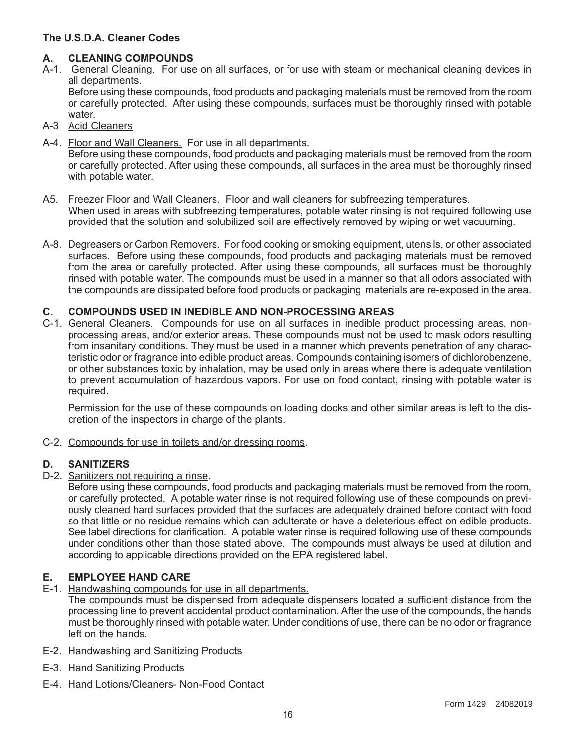**The U.S.D.A. Cleaner Codes**

## A. CLEANING COMPOUNDS

A-1. General Cleaning. For use on all surfaces, or for use with steam or mechanical cleaning devices in all departments.
Before using these compounds, food products and packaging materials must be removed from the room or carefully protected. After using these compounds, surfaces must be thoroughly rinsed with potable water.

A-3 Acid Cleaners

A-4. Floor and Wall Cleaners. For use in all departments.
Before using these compounds, food products and packaging materials must be removed from the room or carefully protected. After using these compounds, all surfaces in the area must be thoroughly rinsed with potable water.

A5. Freezer Floor and Wall Cleaners. Floor and wall cleaners for subfreezing temperatures.
When used in areas with subfreezing temperatures, potable water rinsing is not required following use provided that the solution and solubilized soil are effectively removed by wiping or wet vacuuming.

A-8. Degreasers or Carbon Removers. For food cooking or smoking equipment, utensils, or other associated surfaces. Before using these compounds, food products and packaging materials must be removed from the area or carefully protected. After using these compounds, all surfaces must be thoroughly rinsed with potable water. The compounds must be used in a manner so that all odors associated with the compounds are dissipated before food products or packaging materials are re-exposed in the area.

## C. COMPOUNDS USED IN INEDIBLE AND NON-PROCESSING AREAS

C-1. General Cleaners. Compounds for use on all surfaces in inedible product processing areas, non-processing areas, and/or exterior areas. These compounds must not be used to mask odors resulting from insanitary conditions. They must be used in a manner which prevents penetration of any characteristic odor or fragrance into edible product areas. Compounds containing isomers of dichlorobenzene, or other substances toxic by inhalation, may be used only in areas where there is adequate ventilation to prevent accumulation of hazardous vapors. For use on food contact, rinsing with potable water is required.

Permission for the use of these compounds on loading docks and other similar areas is left to the discretion of the inspectors in charge of the plants.

C-2. Compounds for use in toilets and/or dressing rooms.

## D. SANITIZERS

D-2. Sanitizers not requiring a rinse.
Before using these compounds, food products and packaging materials must be removed from the room, or carefully protected. A potable water rinse is not required following use of these compounds on previously cleaned hard surfaces provided that the surfaces are adequately drained before contact with food so that little or no residue remains which can adulterate or have a deleterious effect on edible products. See label directions for clarification. A potable water rinse is required following use of these compounds under conditions other than those stated above. The compounds must always be used at dilution and according to applicable directions provided on the EPA registered label.

## E. EMPLOYEE HAND CARE

E-1. Handwashing compounds for use in all departments.
The compounds must be dispensed from adequate dispensers located a sufficient distance from the processing line to prevent accidental product contamination. After the use of the compounds, the hands must be thoroughly rinsed with potable water. Under conditions of use, there can be no odor or fragrance left on the hands.

E-2. Handwashing and Sanitizing Products

E-3. Hand Sanitizing Products

E-4. Hand Lotions/Cleaners- Non-Food Contact

Form 1429 24082019